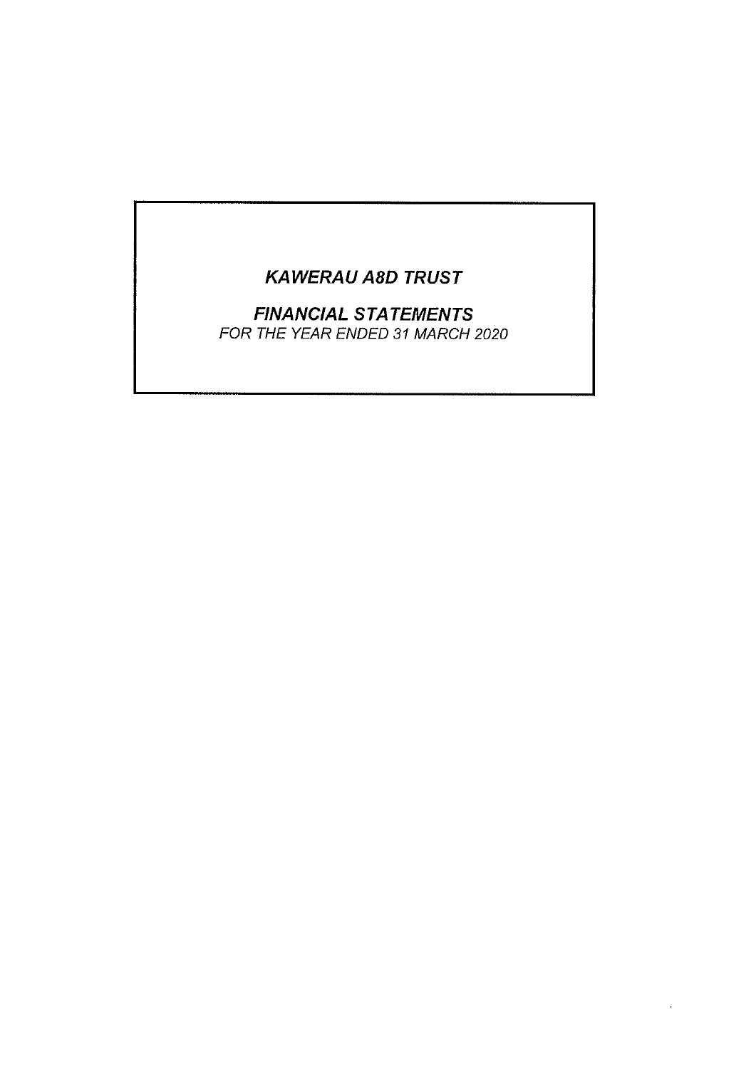# *KAWERAU A8D TRUST*

## *FINANCIAL STATEMENTS*

*FOR THE YEAR ENDED 31 MARCH 2020*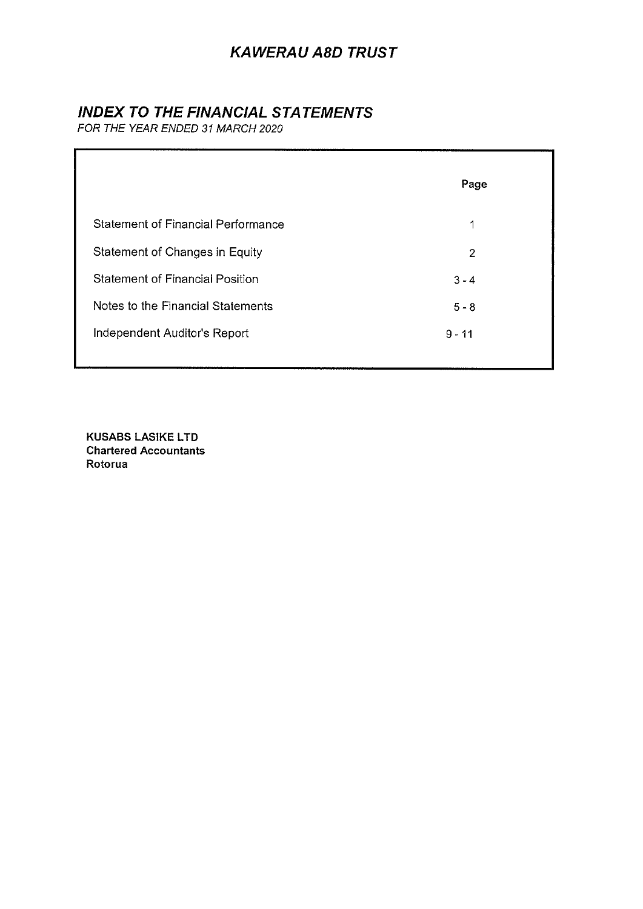# *KAWERAU A8D TRUST*

## *INDEX TO THE FINANCIAL STATEMENTS*

*FOR THE YEAR ENDED 31 MARCH 2020*

| | Page |
|---|---|
| Statement of Financial Performance | 1 |
| Statement of Changes in Equity | 2 |
| Statement of Financial Position | 3 - 4 |
| Notes to the Financial Statements | 5 - 8 |
| Independent Auditor's Report | 9 - 11 |

**KUSABS LASIKE LTD**
**Chartered Accountants**
**Rotorua**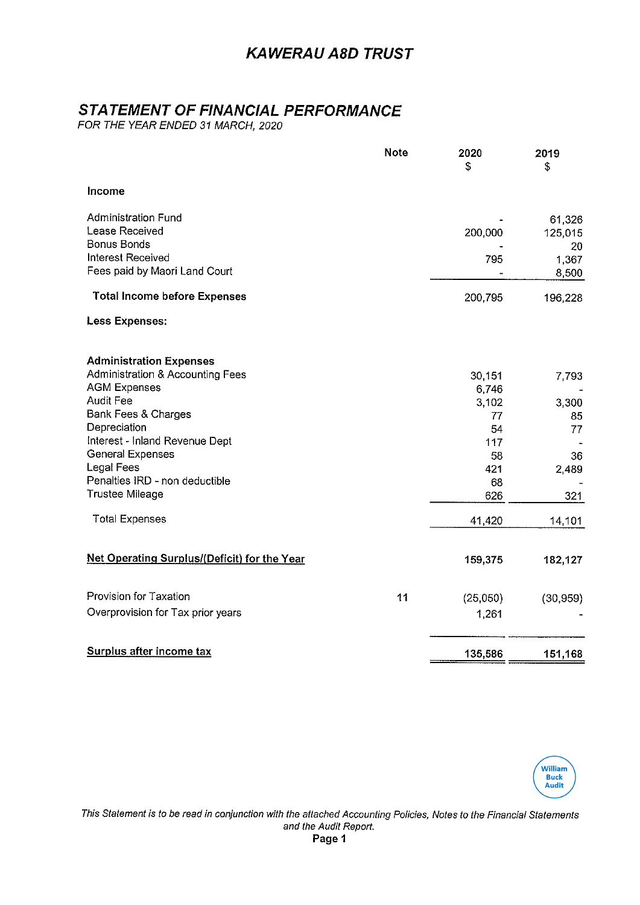# KAWERAU A8D TRUST

## STATEMENT OF FINANCIAL PERFORMANCE

*FOR THE YEAR ENDED 31 MARCH, 2020*

| | Note | 2020 $ | 2019 $ |
|---|---|---|---|
| **Income** | | | |
| Administration Fund | | - | 61,326 |
| Lease Received | | 200,000 | 125,015 |
| Bonus Bonds | | - | 20 |
| Interest Received | | 795 | 1,367 |
| Fees paid by Maori Land Court | | - | 8,500 |
| **Total Income before Expenses** | | 200,795 | 196,228 |
| **Less Expenses:** | | | |
| **Administration Expenses** | | | |
| Administration & Accounting Fees | | 30,151 | 7,793 |
| AGM Expenses | | 6,746 | - |
| Audit Fee | | 3,102 | 3,300 |
| Bank Fees & Charges | | 77 | 85 |
| Depreciation | | 54 | 77 |
| Interest - Inland Revenue Dept | | 117 | - |
| General Expenses | | 58 | 36 |
| Legal Fees | | 421 | 2,489 |
| Penalties IRD - non deductible | | 68 | - |
| Trustee Mileage | | 626 | 321 |
| Total Expenses | | 41,420 | 14,101 |
| **Net Operating Surplus/(Deficit) for the Year** | | **159,375** | **182,127** |
| Provision for Taxation | 11 | (25,050) | (30,959) |
| Overprovision for Tax prior years | | 1,261 | - |
| **Surplus after income tax** | | **135,586** | **151,168** |

*This Statement is to be read in conjunction with the attached Accounting Policies, Notes to the Financial Statements and the Audit Report.*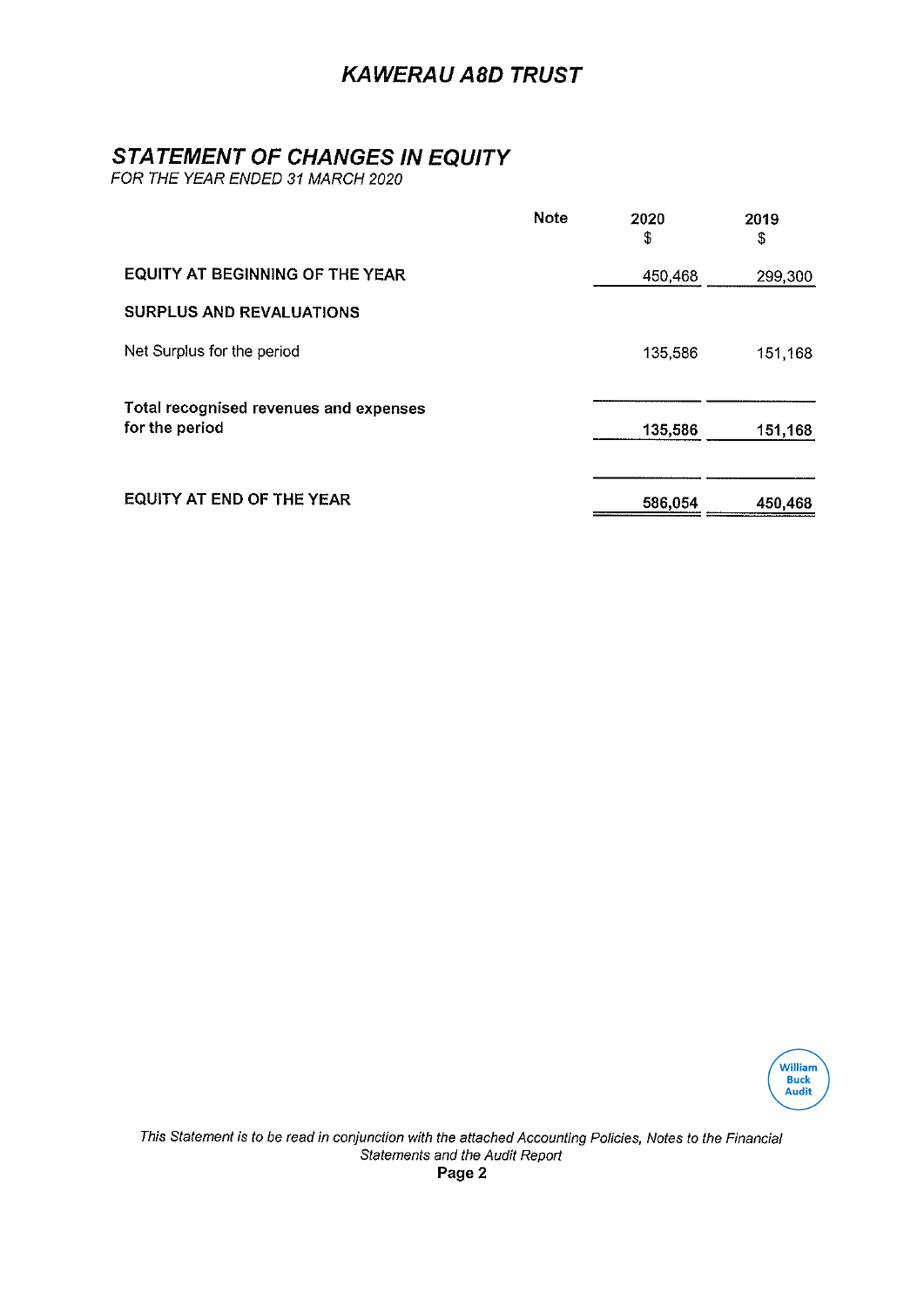# KAWERAU A8D TRUST

## STATEMENT OF CHANGES IN EQUITY

*FOR THE YEAR ENDED 31 MARCH 2020*

| | Note | 2020 $ | 2019 $ |
|---|---|---|---|
| **EQUITY AT BEGINNING OF THE YEAR** | | 450,468 | 299,300 |
| **SURPLUS AND REVALUATIONS** | | | |
| Net Surplus for the period | | 135,586 | 151,168 |
| **Total recognised revenues and expenses for the period** | | **135,586** | **151,168** |
| **EQUITY AT END OF THE YEAR** | | **586,054** | **450,468** |

William Buck Audit

*This Statement is to be read in conjunction with the attached Accounting Policies, Notes to the Financial Statements and the Audit Report*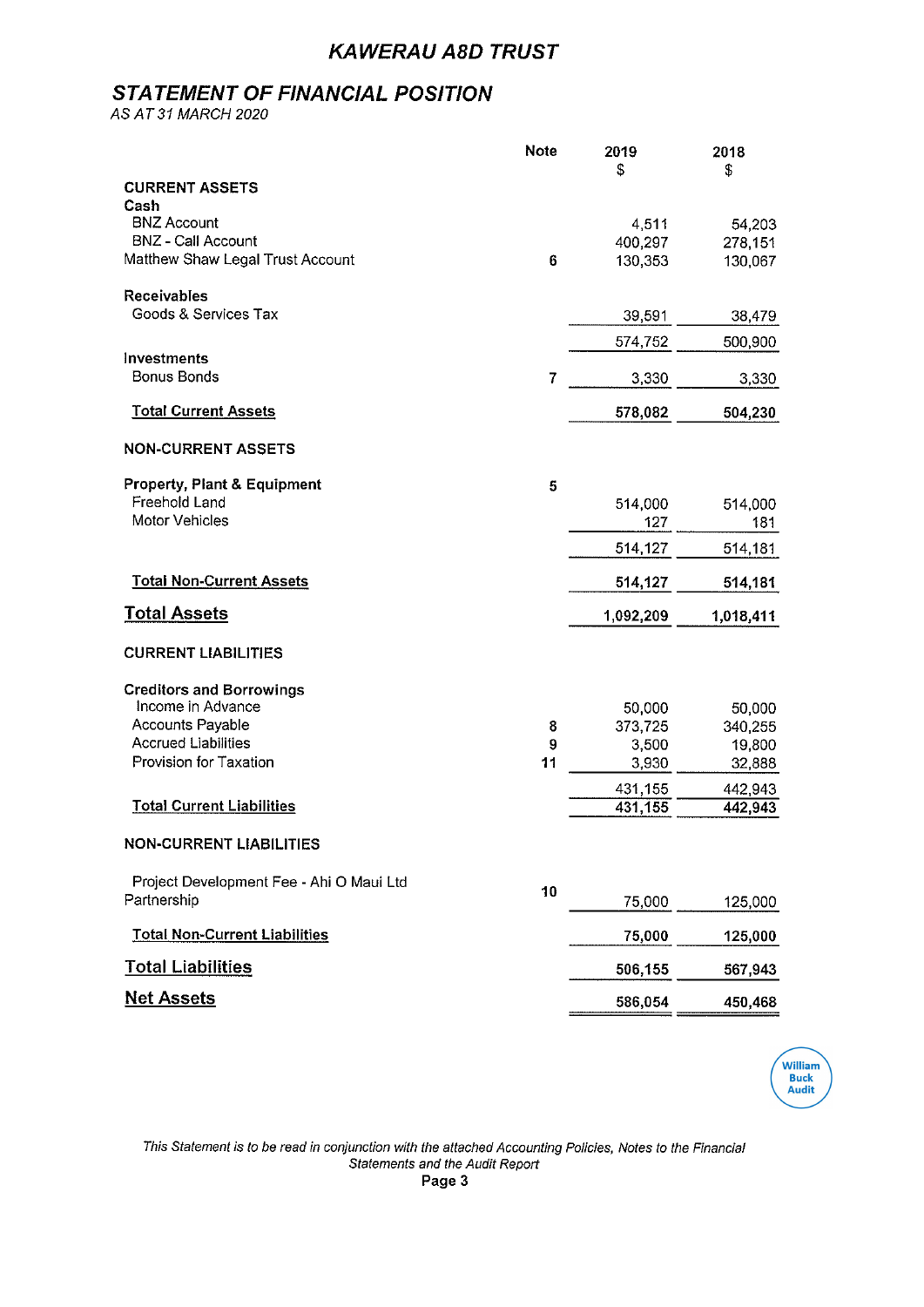# KAWERAU A8D TRUST

## STATEMENT OF FINANCIAL POSITION

*AS AT 31 MARCH 2020*

| | Note | 2019 $ | 2018 $ |
|---|---|---|---|
| **CURRENT ASSETS** | | | |
| **Cash** | | | |
| BNZ Account | | 4,511 | 54,203 |
| BNZ - Call Account | | 400,297 | 278,151 |
| Matthew Shaw Legal Trust Account | 6 | 130,353 | 130,067 |
| **Receivables** | | | |
| Goods & Services Tax | | 39,591 | 38,479 |
| | | 574,752 | 500,900 |
| **Investments** | | | |
| Bonus Bonds | 7 | 3,330 | 3,330 |
| **Total Current Assets** | | **578,082** | **504,230** |
| **NON-CURRENT ASSETS** | | | |
| **Property, Plant & Equipment** | 5 | | |
| Freehold Land | | 514,000 | 514,000 |
| Motor Vehicles | | 127 | 181 |
| | | 514,127 | 514,181 |
| **Total Non-Current Assets** | | **514,127** | **514,181** |
| **Total Assets** | | **1,092,209** | **1,018,411** |
| **CURRENT LIABILITIES** | | | |
| **Creditors and Borrowings** | | | |
| Income in Advance | | 50,000 | 50,000 |
| Accounts Payable | 8 | 373,725 | 340,255 |
| Accrued Liabilities | 9 | 3,500 | 19,800 |
| Provision for Taxation | 11 | 3,930 | 32,888 |
| | | 431,155 | 442,943 |
| **Total Current Liabilities** | | 431,155 | 442,943 |
| **NON-CURRENT LIABILITIES** | | | |
| Project Development Fee - Ahi O Maui Ltd Partnership | 10 | 75,000 | 125,000 |
| **Total Non-Current Liabilities** | | **75,000** | **125,000** |
| **Total Liabilities** | | **506,155** | **567,943** |
| **Net Assets** | | **586,054** | **450,468** |

William Buck Audit

*This Statement is to be read in conjunction with the attached Accounting Policies, Notes to the Financial Statements and the Audit Report*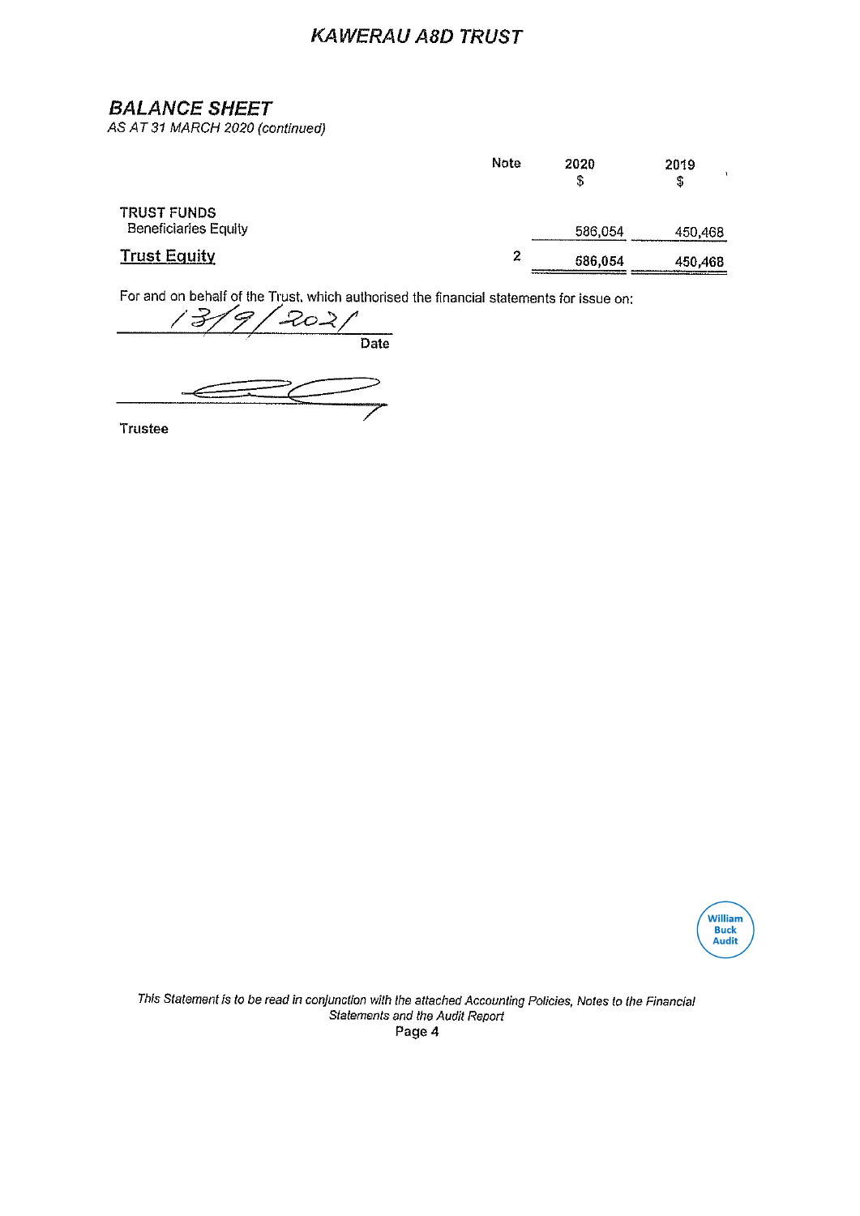## BALANCE SHEET

*AS AT 31 MARCH 2020 (continued)*

| | Note | 2020 $ | 2019 $ |
|---|---|---|---|
| TRUST FUNDS | | | |
| Beneficiaries Equity | | 586,054 | 450,468 |
| **Trust Equity** | 2 | 586,054 | 450,468 |

For and on behalf of the Trust, which authorised the financial statements for issue on:

13/9/2021
Date

Trustee

*This Statement is to be read in conjunction with the attached Accounting Policies, Notes to the Financial Statements and the Audit Report*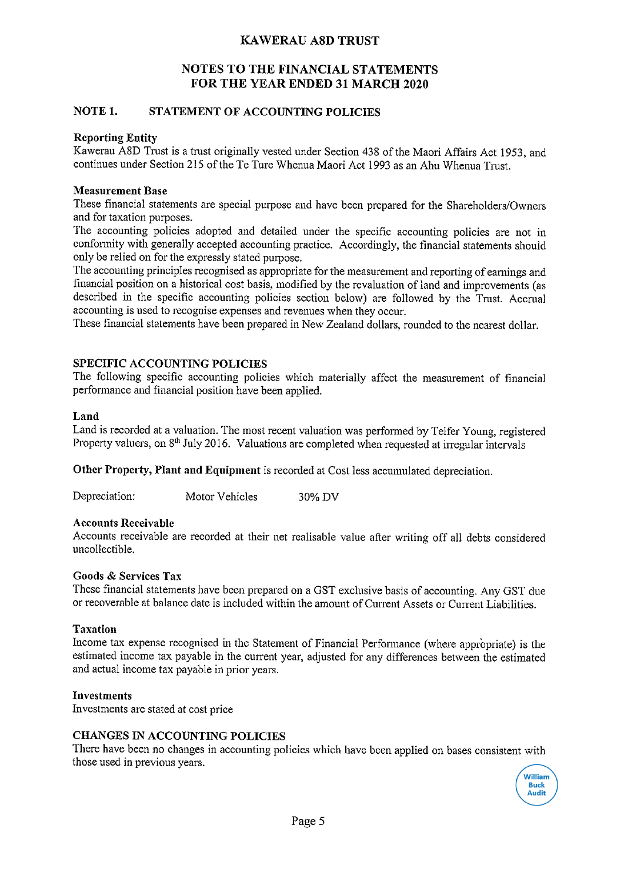# KAWERAU A8D TRUST

## NOTES TO THE FINANCIAL STATEMENTS FOR THE YEAR ENDED 31 MARCH 2020

### NOTE 1. STATEMENT OF ACCOUNTING POLICIES

**Reporting Entity**

Kawerau A8D Trust is a trust originally vested under Section 438 of the Maori Affairs Act 1953, and continues under Section 215 of the Te Ture Whenua Maori Act 1993 as an Ahu Whenua Trust.

**Measurement Base**

These financial statements are special purpose and have been prepared for the Shareholders/Owners and for taxation purposes.

The accounting policies adopted and detailed under the specific accounting policies are not in conformity with generally accepted accounting practice. Accordingly, the financial statements should only be relied on for the expressly stated purpose.

The accounting principles recognised as appropriate for the measurement and reporting of earnings and financial position on a historical cost basis, modified by the revaluation of land and improvements (as described in the specific accounting policies section below) are followed by the Trust. Accrual accounting is used to recognise expenses and revenues when they occur.

These financial statements have been prepared in New Zealand dollars, rounded to the nearest dollar.

### SPECIFIC ACCOUNTING POLICIES

The following specific accounting policies which materially affect the measurement of financial performance and financial position have been applied.

**Land**

Land is recorded at a valuation. The most recent valuation was performed by Telfer Young, registered Property valuers, on 8th July 2016. Valuations are completed when requested at irregular intervals

**Other Property, Plant and Equipment** is recorded at Cost less accumulated depreciation.

| Depreciation: | Motor Vehicles | 30% DV |
|---|---|---|

**Accounts Receivable**

Accounts receivable are recorded at their net realisable value after writing off all debts considered uncollectible.

**Goods & Services Tax**

These financial statements have been prepared on a GST exclusive basis of accounting. Any GST due or recoverable at balance date is included within the amount of Current Assets or Current Liabilities.

**Taxation**

Income tax expense recognised in the Statement of Financial Performance (where appropriate) is the estimated income tax payable in the current year, adjusted for any differences between the estimated and actual income tax payable in prior years.

**Investments**

Investments are stated at cost price

### CHANGES IN ACCOUNTING POLICIES

There have been no changes in accounting policies which have been applied on bases consistent with those used in previous years.

William Buck Audit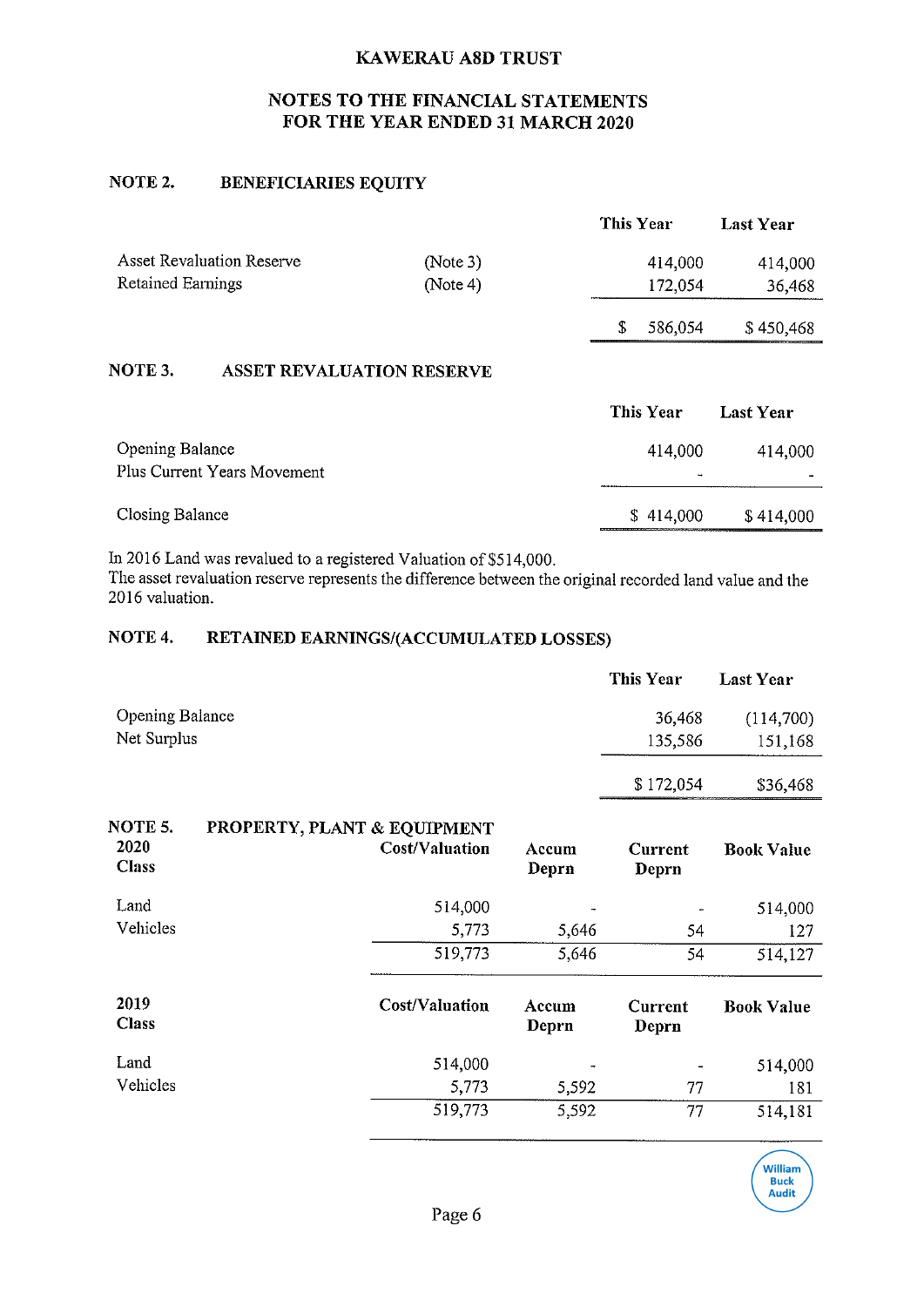# KAWERAU A8D TRUST

## NOTES TO THE FINANCIAL STATEMENTS FOR THE YEAR ENDED 31 MARCH 2020

### NOTE 2. BENEFICIARIES EQUITY

| | | This Year | Last Year |
|---|---|---|---|
| Asset Revaluation Reserve | (Note 3) | 414,000 | 414,000 |
| Retained Earnings | (Note 4) | 172,054 | 36,468 |
| | | $ 586,054 | $ 450,468 |

### NOTE 3. ASSET REVALUATION RESERVE

| | This Year | Last Year |
|---|---|---|
| Opening Balance | 414,000 | 414,000 |
| Plus Current Years Movement | - | - |
| Closing Balance | $ 414,000 | $ 414,000 |

In 2016 Land was revalued to a registered Valuation of $514,000.
The asset revaluation reserve represents the difference between the original recorded land value and the 2016 valuation.

### NOTE 4. RETAINED EARNINGS/(ACCUMULATED LOSSES)

| | This Year | Last Year |
|---|---|---|
| Opening Balance | 36,468 | (114,700) |
| Net Surplus | 135,586 | 151,168 |
| | $ 172,054 | $36,468 |

### NOTE 5. PROPERTY, PLANT & EQUIPMENT

| 2020 Class | Cost/Valuation | Accum Deprn | Current Deprn | Book Value |
|---|---|---|---|---|
| Land | 514,000 | - | - | 514,000 |
| Vehicles | 5,773 | 5,646 | 54 | 127 |
| | 519,773 | 5,646 | 54 | 514,127 |

| 2019 Class | Cost/Valuation | Accum Deprn | Current Deprn | Book Value |
|---|---|---|---|---|
| Land | 514,000 | - | - | 514,000 |
| Vehicles | 5,773 | 5,592 | 77 | 181 |
| | 519,773 | 5,592 | 77 | 514,181 |

William Buck Audit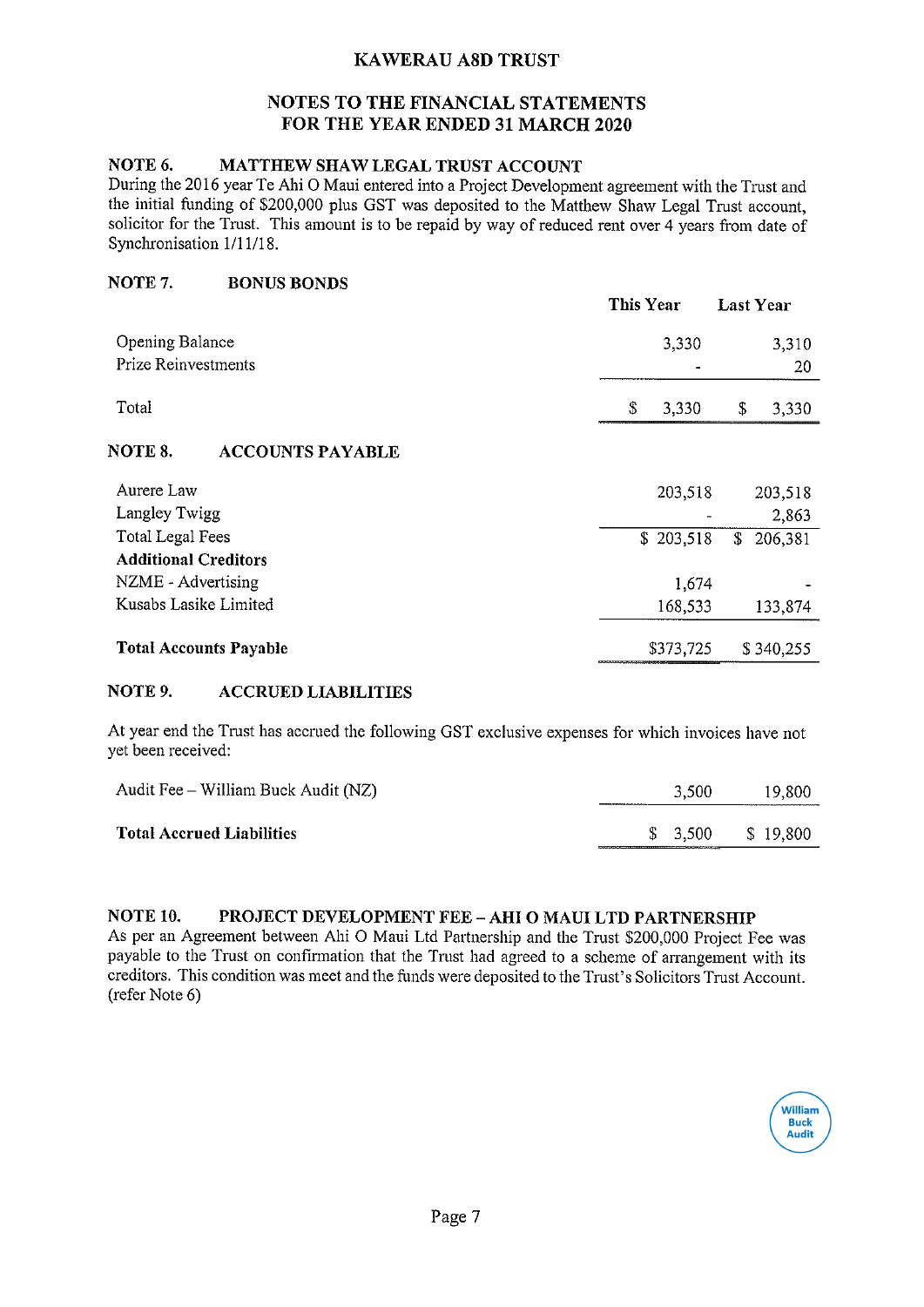# KAWERAU A8D TRUST

## NOTES TO THE FINANCIAL STATEMENTS FOR THE YEAR ENDED 31 MARCH 2020

### NOTE 6. MATTHEW SHAW LEGAL TRUST ACCOUNT

During the 2016 year Te Ahi O Maui entered into a Project Development agreement with the Trust and the initial funding of $200,000 plus GST was deposited to the Matthew Shaw Legal Trust account, solicitor for the Trust. This amount is to be repaid by way of reduced rent over 4 years from date of Synchronisation 1/11/18.

### NOTE 7. BONUS BONDS

| | This Year | Last Year |
|---|---|---|
| Opening Balance | 3,330 | 3,310 |
| Prize Reinvestments | - | 20 |
| Total | $ 3,330 | $ 3,330 |

### NOTE 8. ACCOUNTS PAYABLE

| | This Year | Last Year |
|---|---|---|
| Aurere Law | 203,518 | 203,518 |
| Langley Twigg | - | 2,863 |
| Total Legal Fees | $ 203,518 | $ 206,381 |
| **Additional Creditors** | | |
| NZME - Advertising | 1,674 | - |
| Kusabs Lasike Limited | 168,533 | 133,874 |
| **Total Accounts Payable** | $373,725 | $ 340,255 |

### NOTE 9. ACCRUED LIABILITIES

At year end the Trust has accrued the following GST exclusive expenses for which invoices have not yet been received:

| | This Year | Last Year |
|---|---|---|
| Audit Fee – William Buck Audit (NZ) | 3,500 | 19,800 |
| **Total Accrued Liabilities** | $ 3,500 | $ 19,800 |

### NOTE 10. PROJECT DEVELOPMENT FEE – AHI O MAUI LTD PARTNERSHIP

As per an Agreement between Ahi O Maui Ltd Partnership and the Trust $200,000 Project Fee was payable to the Trust on confirmation that the Trust had agreed to a scheme of arrangement with its creditors. This condition was meet and the funds were deposited to the Trust's Solicitors Trust Account. (refer Note 6)

William Buck Audit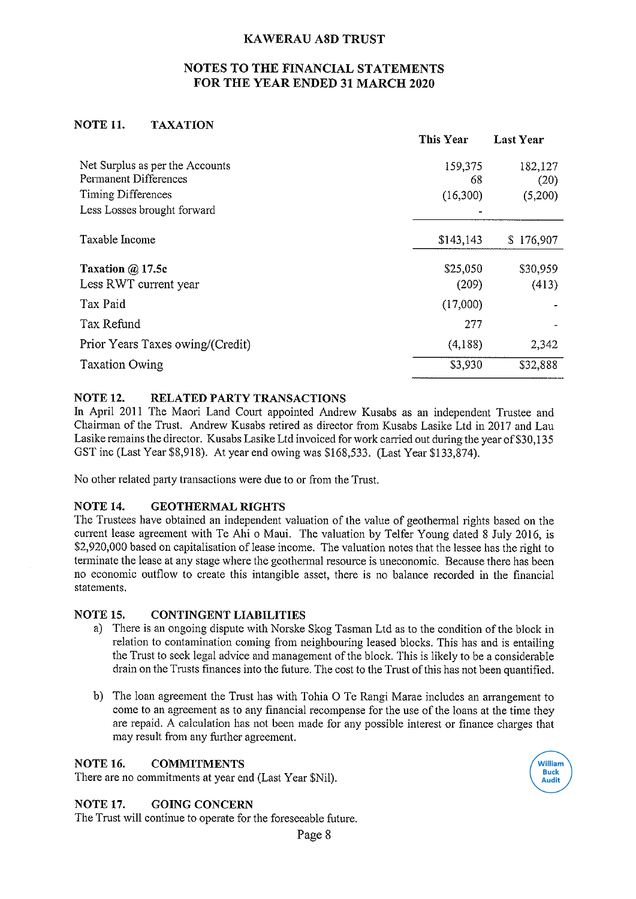# KAWERAU A8D TRUST

## NOTES TO THE FINANCIAL STATEMENTS FOR THE YEAR ENDED 31 MARCH 2020

### NOTE 11. TAXATION

| | This Year | Last Year |
|---|---|---|
| Net Surplus as per the Accounts | 159,375 | 182,127 |
| Permanent Differences | 68 | (20) |
| Timing Differences | (16,300) | (5,200) |
| Less Losses brought forward | - | |
| Taxable Income | $143,143 | $ 176,907 |
| **Taxation @ 17.5c** | $25,050 | $30,959 |
| Less RWT current year | (209) | (413) |
| Tax Paid | (17,000) | - |
| Tax Refund | 277 | - |
| Prior Years Taxes owing/(Credit) | (4,188) | 2,342 |
| Taxation Owing | $3,930 | $32,888 |

### NOTE 12. RELATED PARTY TRANSACTIONS

In April 2011 The Maori Land Court appointed Andrew Kusabs as an independent Trustee and Chairman of the Trust. Andrew Kusabs retired as director from Kusabs Lasike Ltd in 2017 and Lau Lasike remains the director. Kusabs Lasike Ltd invoiced for work carried out during the year of $30,135 GST inc (Last Year $8,918). At year end owing was $168,533. (Last Year $133,874).

No other related party transactions were due to or from the Trust.

### NOTE 14. GEOTHERMAL RIGHTS

The Trustees have obtained an independent valuation of the value of geothermal rights based on the current lease agreement with Te Ahi o Maui. The valuation by Telfer Young dated 8 July 2016, is $2,920,000 based on capitalisation of lease income. The valuation notes that the lessee has the right to terminate the lease at any stage where the geothermal resource is uneconomic. Because there has been no economic outflow to create this intangible asset, there is no balance recorded in the financial statements.

### NOTE 15. CONTINGENT LIABILITIES

a) There is an ongoing dispute with Norske Skog Tasman Ltd as to the condition of the block in relation to contamination coming from neighbouring leased blocks. This has and is entailing the Trust to seek legal advice and management of the block. This is likely to be a considerable drain on the Trusts finances into the future. The cost to the Trust of this has not been quantified.

b) The loan agreement the Trust has with Tohia O Te Rangi Marae includes an arrangement to come to an agreement as to any financial recompense for the use of the loans at the time they are repaid. A calculation has not been made for any possible interest or finance charges that may result from any further agreement.

### NOTE 16. COMMITMENTS

There are no commitments at year end (Last Year $Nil).

### NOTE 17. GOING CONCERN

The Trust will continue to operate for the foreseeable future.

William Buck Audit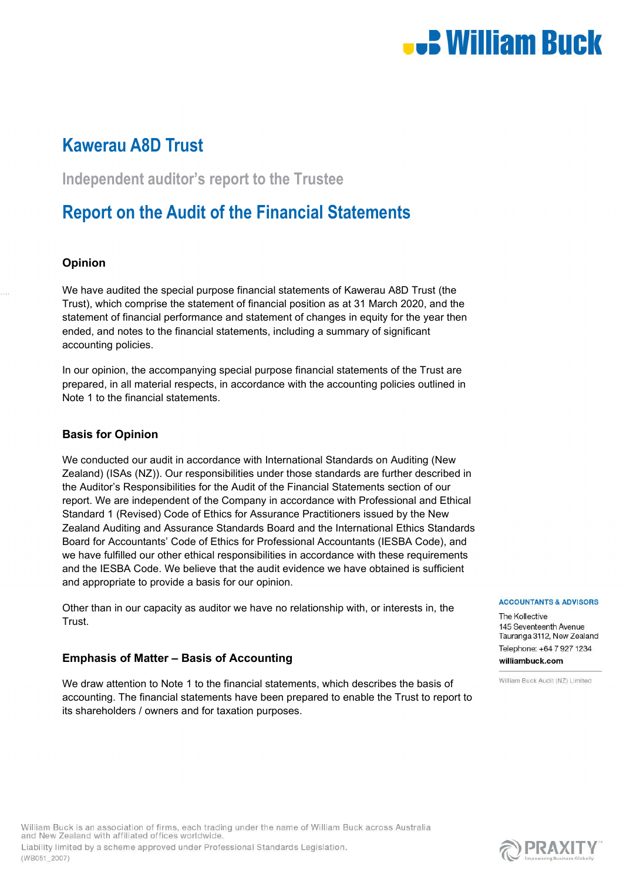# Kawerau A8D Trust

## Independent auditor's report to the Trustee

# Report on the Audit of the Financial Statements

### Opinion

We have audited the special purpose financial statements of Kawerau A8D Trust (the Trust), which comprise the statement of financial position as at 31 March 2020, and the statement of financial performance and statement of changes in equity for the year then ended, and notes to the financial statements, including a summary of significant accounting policies.

In our opinion, the accompanying special purpose financial statements of the Trust are prepared, in all material respects, in accordance with the accounting policies outlined in Note 1 to the financial statements.

### Basis for Opinion

We conducted our audit in accordance with International Standards on Auditing (New Zealand) (ISAs (NZ)). Our responsibilities under those standards are further described in the Auditor's Responsibilities for the Audit of the Financial Statements section of our report. We are independent of the Company in accordance with Professional and Ethical Standard 1 (Revised) Code of Ethics for Assurance Practitioners issued by the New Zealand Auditing and Assurance Standards Board and the International Ethics Standards Board for Accountants' Code of Ethics for Professional Accountants (IESBA Code), and we have fulfilled our other ethical responsibilities in accordance with these requirements and the IESBA Code. We believe that the audit evidence we have obtained is sufficient and appropriate to provide a basis for our opinion.

Other than in our capacity as auditor we have no relationship with, or interests in, the Trust.

### Emphasis of Matter – Basis of Accounting

We draw attention to Note 1 to the financial statements, which describes the basis of accounting. The financial statements have been prepared to enable the Trust to report to its shareholders / owners and for taxation purposes.

**ACCOUNTANTS & ADVISORS**

The Kollective
145 Seventeenth Avenue
Tauranga 3112, New Zealand
Telephone: +64 7 927 1234
**williambuck.com**

William Buck Audit (NZ) Limited

William Buck is an association of firms, each trading under the name of William Buck across Australia and New Zealand with affiliated offices worldwide.
Liability limited by a scheme approved under Professional Standards Legislation.
(WB051_2007)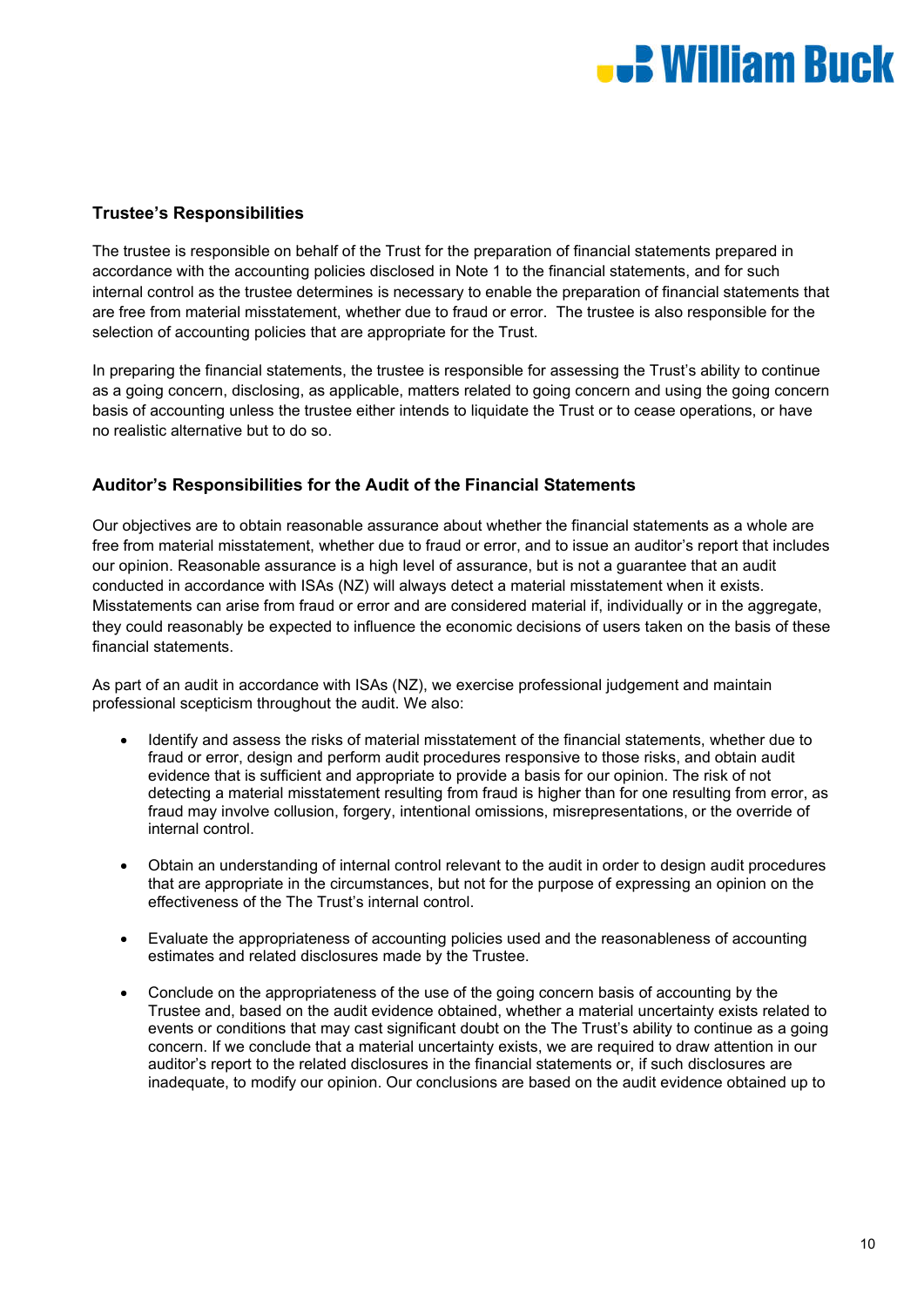## Trustee's Responsibilities

The trustee is responsible on behalf of the Trust for the preparation of financial statements prepared in accordance with the accounting policies disclosed in Note 1 to the financial statements, and for such internal control as the trustee determines is necessary to enable the preparation of financial statements that are free from material misstatement, whether due to fraud or error. The trustee is also responsible for the selection of accounting policies that are appropriate for the Trust.

In preparing the financial statements, the trustee is responsible for assessing the Trust's ability to continue as a going concern, disclosing, as applicable, matters related to going concern and using the going concern basis of accounting unless the trustee either intends to liquidate the Trust or to cease operations, or have no realistic alternative but to do so.

## Auditor's Responsibilities for the Audit of the Financial Statements

Our objectives are to obtain reasonable assurance about whether the financial statements as a whole are free from material misstatement, whether due to fraud or error, and to issue an auditor's report that includes our opinion. Reasonable assurance is a high level of assurance, but is not a guarantee that an audit conducted in accordance with ISAs (NZ) will always detect a material misstatement when it exists. Misstatements can arise from fraud or error and are considered material if, individually or in the aggregate, they could reasonably be expected to influence the economic decisions of users taken on the basis of these financial statements.

As part of an audit in accordance with ISAs (NZ), we exercise professional judgement and maintain professional scepticism throughout the audit. We also:

- Identify and assess the risks of material misstatement of the financial statements, whether due to fraud or error, design and perform audit procedures responsive to those risks, and obtain audit evidence that is sufficient and appropriate to provide a basis for our opinion. The risk of not detecting a material misstatement resulting from fraud is higher than for one resulting from error, as fraud may involve collusion, forgery, intentional omissions, misrepresentations, or the override of internal control.

- Obtain an understanding of internal control relevant to the audit in order to design audit procedures that are appropriate in the circumstances, but not for the purpose of expressing an opinion on the effectiveness of the The Trust's internal control.

- Evaluate the appropriateness of accounting policies used and the reasonableness of accounting estimates and related disclosures made by the Trustee.

- Conclude on the appropriateness of the use of the going concern basis of accounting by the Trustee and, based on the audit evidence obtained, whether a material uncertainty exists related to events or conditions that may cast significant doubt on the The Trust's ability to continue as a going concern. If we conclude that a material uncertainty exists, we are required to draw attention in our auditor's report to the related disclosures in the financial statements or, if such disclosures are inadequate, to modify our opinion. Our conclusions are based on the audit evidence obtained up to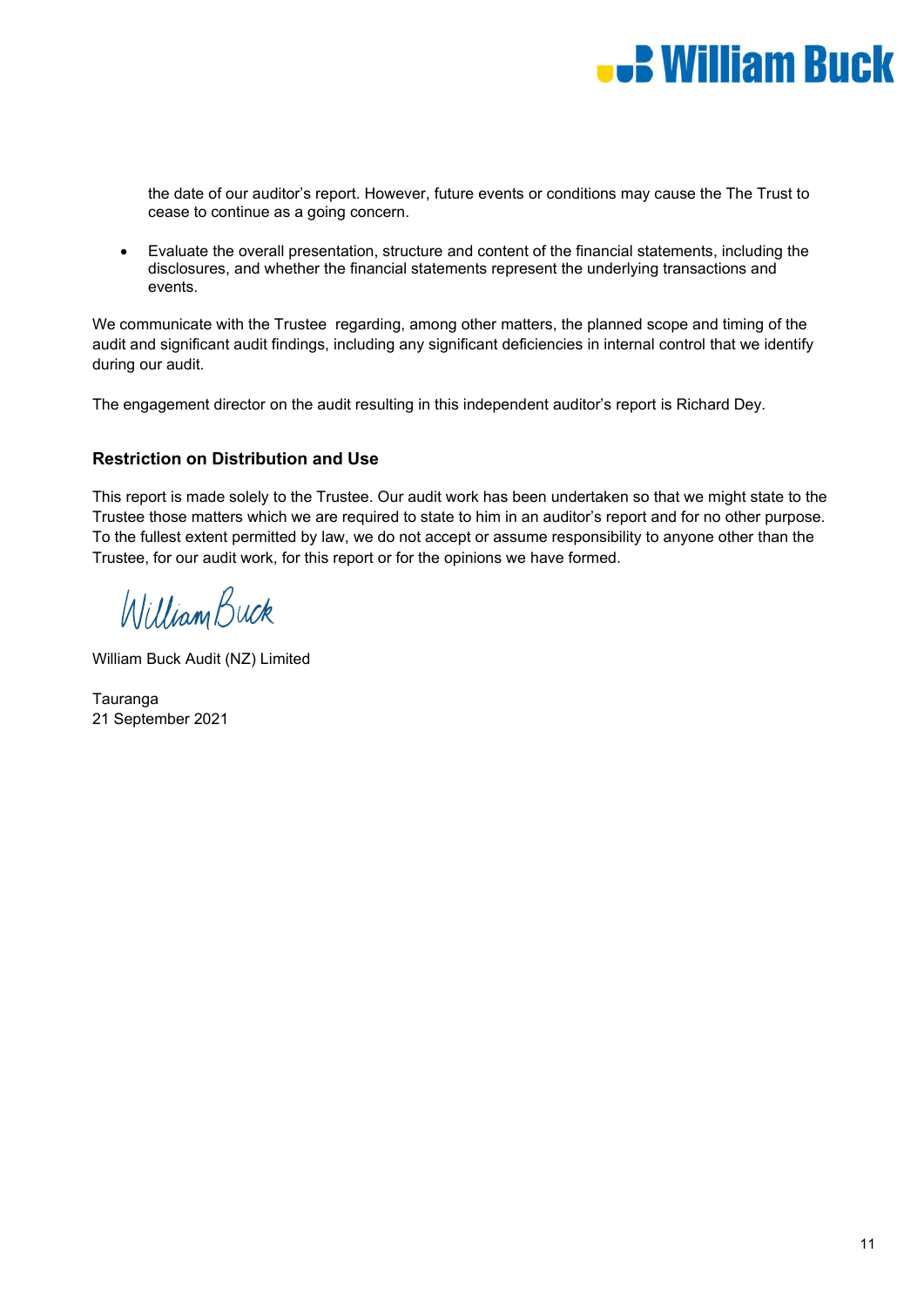the date of our auditor's report. However, future events or conditions may cause the The Trust to cease to continue as a going concern.

- Evaluate the overall presentation, structure and content of the financial statements, including the disclosures, and whether the financial statements represent the underlying transactions and events.

We communicate with the Trustee regarding, among other matters, the planned scope and timing of the audit and significant audit findings, including any significant deficiencies in internal control that we identify during our audit.

The engagement director on the audit resulting in this independent auditor's report is Richard Dey.

### Restriction on Distribution and Use

This report is made solely to the Trustee. Our audit work has been undertaken so that we might state to the Trustee those matters which we are required to state to him in an auditor's report and for no other purpose. To the fullest extent permitted by law, we do not accept or assume responsibility to anyone other than the Trustee, for our audit work, for this report or for the opinions we have formed.

William Buck

William Buck Audit (NZ) Limited

Tauranga
21 September 2021